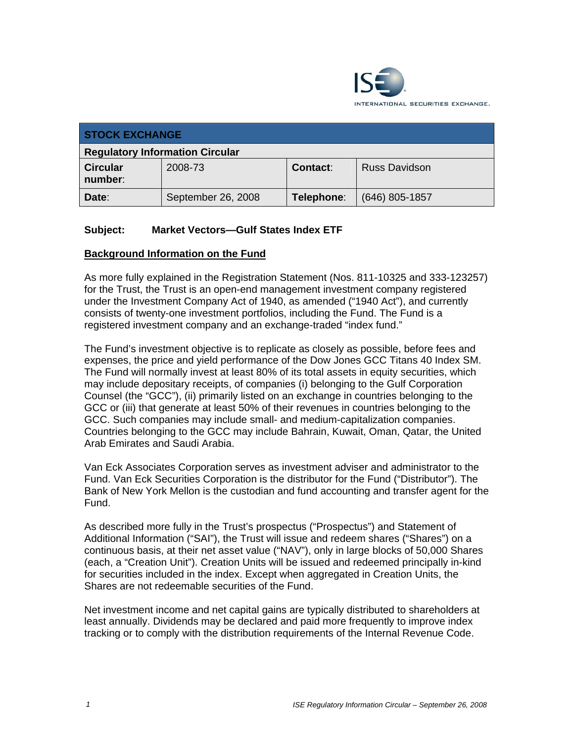ISE INTERNATIONAL SECURITIES EXCHANGE

| STOCK EXCHANGE | | | |
|---|---|---|---|
| **Regulatory Information Circular** | | | |
| **Circular number**: | 2008-73 | **Contact**: | Russ Davidson |
| **Date**: | September 26, 2008 | **Telephone**: | (646) 805-1857 |

**Subject: Market Vectors—Gulf States Index ETF**

## Background Information on the Fund

As more fully explained in the Registration Statement (Nos. 811-10325 and 333-123257) for the Trust, the Trust is an open-end management investment company registered under the Investment Company Act of 1940, as amended ("1940 Act"), and currently consists of twenty-one investment portfolios, including the Fund. The Fund is a registered investment company and an exchange-traded "index fund."

The Fund's investment objective is to replicate as closely as possible, before fees and expenses, the price and yield performance of the Dow Jones GCC Titans 40 Index SM. The Fund will normally invest at least 80% of its total assets in equity securities, which may include depositary receipts, of companies (i) belonging to the Gulf Corporation Counsel (the "GCC"), (ii) primarily listed on an exchange in countries belonging to the GCC or (iii) that generate at least 50% of their revenues in countries belonging to the GCC. Such companies may include small- and medium-capitalization companies. Countries belonging to the GCC may include Bahrain, Kuwait, Oman, Qatar, the United Arab Emirates and Saudi Arabia.

Van Eck Associates Corporation serves as investment adviser and administrator to the Fund. Van Eck Securities Corporation is the distributor for the Fund ("Distributor"). The Bank of New York Mellon is the custodian and fund accounting and transfer agent for the Fund.

As described more fully in the Trust's prospectus ("Prospectus") and Statement of Additional Information ("SAI"), the Trust will issue and redeem shares ("Shares") on a continuous basis, at their net asset value ("NAV"), only in large blocks of 50,000 Shares (each, a "Creation Unit"). Creation Units will be issued and redeemed principally in-kind for securities included in the index. Except when aggregated in Creation Units, the Shares are not redeemable securities of the Fund.

Net investment income and net capital gains are typically distributed to shareholders at least annually. Dividends may be declared and paid more frequently to improve index tracking or to comply with the distribution requirements of the Internal Revenue Code.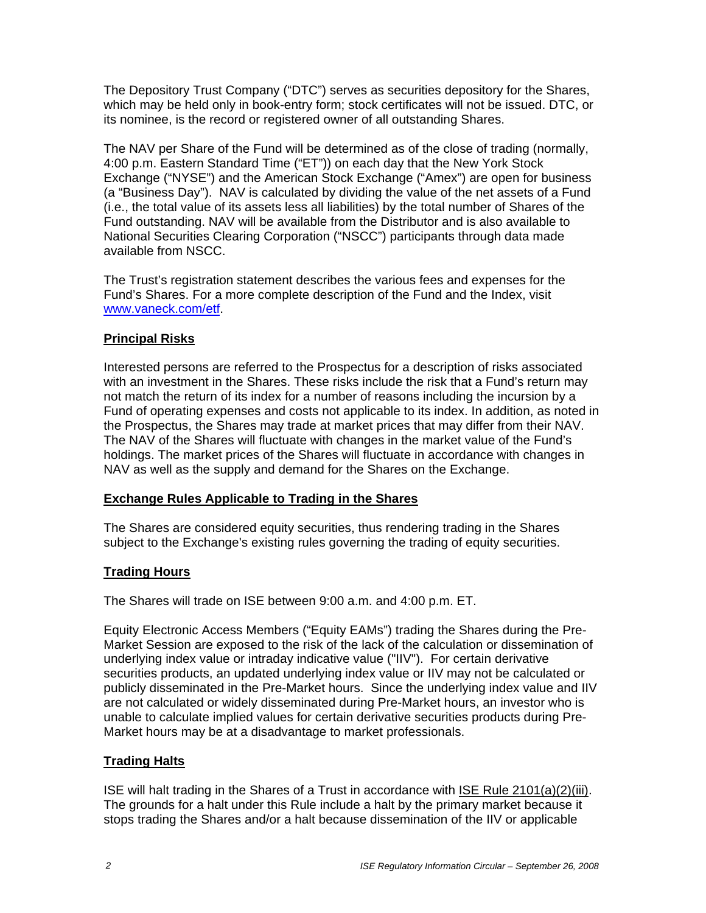The Depository Trust Company ("DTC") serves as securities depository for the Shares, which may be held only in book-entry form; stock certificates will not be issued. DTC, or its nominee, is the record or registered owner of all outstanding Shares.

The NAV per Share of the Fund will be determined as of the close of trading (normally, 4:00 p.m. Eastern Standard Time ("ET")) on each day that the New York Stock Exchange ("NYSE") and the American Stock Exchange ("Amex") are open for business (a "Business Day"). NAV is calculated by dividing the value of the net assets of a Fund (i.e., the total value of its assets less all liabilities) by the total number of Shares of the Fund outstanding. NAV will be available from the Distributor and is also available to National Securities Clearing Corporation ("NSCC") participants through data made available from NSCC.

The Trust's registration statement describes the various fees and expenses for the Fund's Shares. For a more complete description of the Fund and the Index, visit www.vaneck.com/etf.

**Principal Risks**

Interested persons are referred to the Prospectus for a description of risks associated with an investment in the Shares. These risks include the risk that a Fund's return may not match the return of its index for a number of reasons including the incursion by a Fund of operating expenses and costs not applicable to its index. In addition, as noted in the Prospectus, the Shares may trade at market prices that may differ from their NAV. The NAV of the Shares will fluctuate with changes in the market value of the Fund's holdings. The market prices of the Shares will fluctuate in accordance with changes in NAV as well as the supply and demand for the Shares on the Exchange.

**Exchange Rules Applicable to Trading in the Shares**

The Shares are considered equity securities, thus rendering trading in the Shares subject to the Exchange's existing rules governing the trading of equity securities.

**Trading Hours**

The Shares will trade on ISE between 9:00 a.m. and 4:00 p.m. ET.

Equity Electronic Access Members ("Equity EAMs") trading the Shares during the Pre-Market Session are exposed to the risk of the lack of the calculation or dissemination of underlying index value or intraday indicative value ("IIV"). For certain derivative securities products, an updated underlying index value or IIV may not be calculated or publicly disseminated in the Pre-Market hours. Since the underlying index value and IIV are not calculated or widely disseminated during Pre-Market hours, an investor who is unable to calculate implied values for certain derivative securities products during Pre-Market hours may be at a disadvantage to market professionals.

**Trading Halts**

ISE will halt trading in the Shares of a Trust in accordance with ISE Rule 2101(a)(2)(iii). The grounds for a halt under this Rule include a halt by the primary market because it stops trading the Shares and/or a halt because dissemination of the IIV or applicable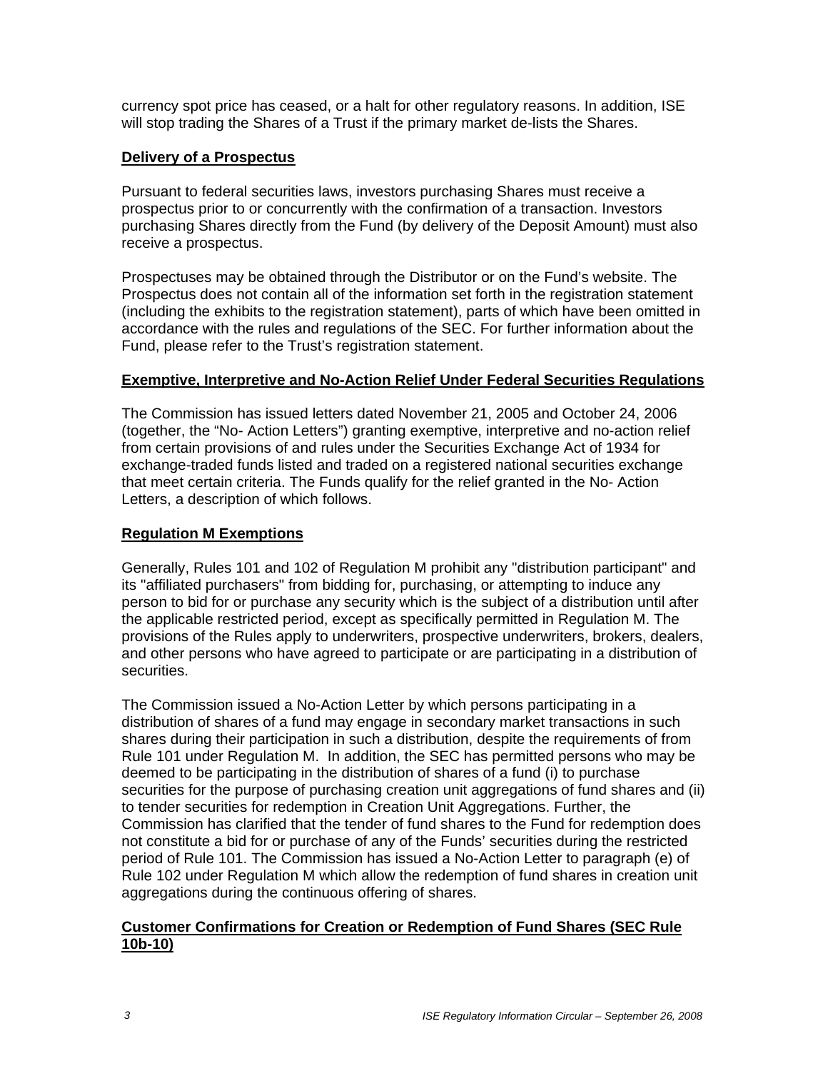currency spot price has ceased, or a halt for other regulatory reasons. In addition, ISE will stop trading the Shares of a Trust if the primary market de-lists the Shares.

**Delivery of a Prospectus**

Pursuant to federal securities laws, investors purchasing Shares must receive a prospectus prior to or concurrently with the confirmation of a transaction. Investors purchasing Shares directly from the Fund (by delivery of the Deposit Amount) must also receive a prospectus.

Prospectuses may be obtained through the Distributor or on the Fund's website. The Prospectus does not contain all of the information set forth in the registration statement (including the exhibits to the registration statement), parts of which have been omitted in accordance with the rules and regulations of the SEC. For further information about the Fund, please refer to the Trust's registration statement.

**Exemptive, Interpretive and No-Action Relief Under Federal Securities Regulations**

The Commission has issued letters dated November 21, 2005 and October 24, 2006 (together, the "No- Action Letters") granting exemptive, interpretive and no-action relief from certain provisions of and rules under the Securities Exchange Act of 1934 for exchange-traded funds listed and traded on a registered national securities exchange that meet certain criteria. The Funds qualify for the relief granted in the No- Action Letters, a description of which follows.

**Regulation M Exemptions**

Generally, Rules 101 and 102 of Regulation M prohibit any "distribution participant" and its "affiliated purchasers" from bidding for, purchasing, or attempting to induce any person to bid for or purchase any security which is the subject of a distribution until after the applicable restricted period, except as specifically permitted in Regulation M. The provisions of the Rules apply to underwriters, prospective underwriters, brokers, dealers, and other persons who have agreed to participate or are participating in a distribution of securities.

The Commission issued a No-Action Letter by which persons participating in a distribution of shares of a fund may engage in secondary market transactions in such shares during their participation in such a distribution, despite the requirements of from Rule 101 under Regulation M. In addition, the SEC has permitted persons who may be deemed to be participating in the distribution of shares of a fund (i) to purchase securities for the purpose of purchasing creation unit aggregations of fund shares and (ii) to tender securities for redemption in Creation Unit Aggregations. Further, the Commission has clarified that the tender of fund shares to the Fund for redemption does not constitute a bid for or purchase of any of the Funds' securities during the restricted period of Rule 101. The Commission has issued a No-Action Letter to paragraph (e) of Rule 102 under Regulation M which allow the redemption of fund shares in creation unit aggregations during the continuous offering of shares.

**Customer Confirmations for Creation or Redemption of Fund Shares (SEC Rule 10b-10)**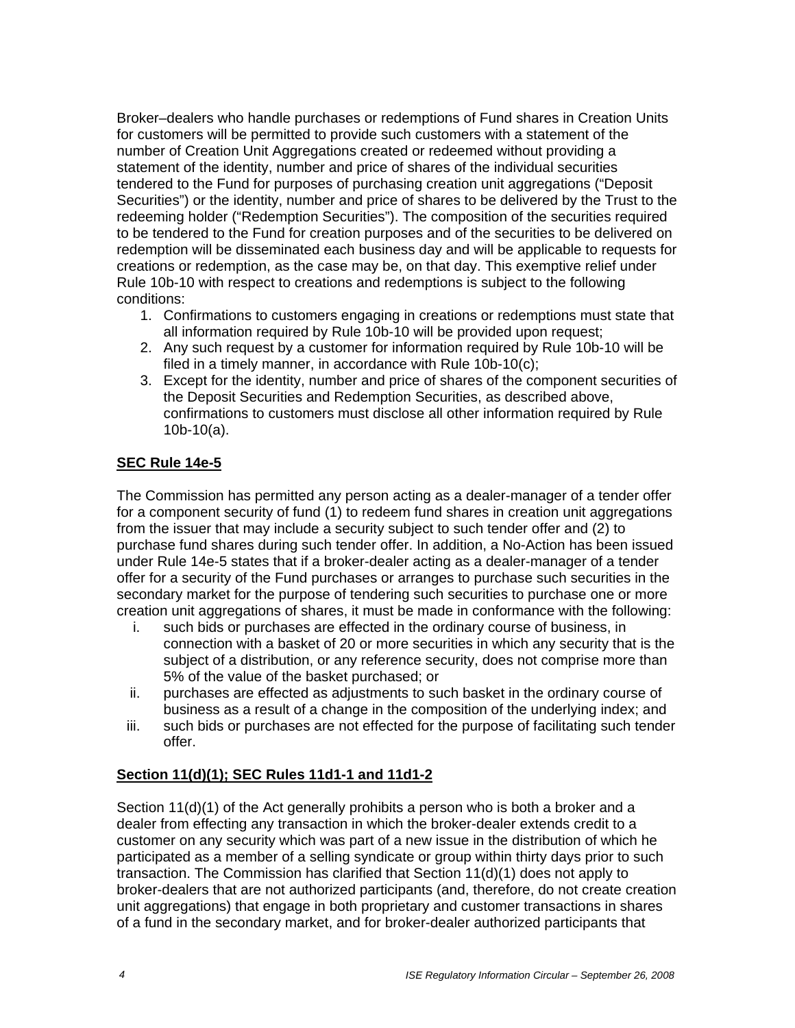Broker–dealers who handle purchases or redemptions of Fund shares in Creation Units for customers will be permitted to provide such customers with a statement of the number of Creation Unit Aggregations created or redeemed without providing a statement of the identity, number and price of shares of the individual securities tendered to the Fund for purposes of purchasing creation unit aggregations ("Deposit Securities") or the identity, number and price of shares to be delivered by the Trust to the redeeming holder ("Redemption Securities"). The composition of the securities required to be tendered to the Fund for creation purposes and of the securities to be delivered on redemption will be disseminated each business day and will be applicable to requests for creations or redemption, as the case may be, on that day. This exemptive relief under Rule 10b-10 with respect to creations and redemptions is subject to the following conditions:

1. Confirmations to customers engaging in creations or redemptions must state that all information required by Rule 10b-10 will be provided upon request;
2. Any such request by a customer for information required by Rule 10b-10 will be filed in a timely manner, in accordance with Rule 10b-10(c);
3. Except for the identity, number and price of shares of the component securities of the Deposit Securities and Redemption Securities, as described above, confirmations to customers must disclose all other information required by Rule 10b-10(a).

## SEC Rule 14e-5

The Commission has permitted any person acting as a dealer-manager of a tender offer for a component security of fund (1) to redeem fund shares in creation unit aggregations from the issuer that may include a security subject to such tender offer and (2) to purchase fund shares during such tender offer. In addition, a No-Action has been issued under Rule 14e-5 states that if a broker-dealer acting as a dealer-manager of a tender offer for a security of the Fund purchases or arranges to purchase such securities in the secondary market for the purpose of tendering such securities to purchase one or more creation unit aggregations of shares, it must be made in conformance with the following:

i. such bids or purchases are effected in the ordinary course of business, in connection with a basket of 20 or more securities in which any security that is the subject of a distribution, or any reference security, does not comprise more than 5% of the value of the basket purchased; or
ii. purchases are effected as adjustments to such basket in the ordinary course of business as a result of a change in the composition of the underlying index; and
iii. such bids or purchases are not effected for the purpose of facilitating such tender offer.

## Section 11(d)(1); SEC Rules 11d1-1 and 11d1-2

Section 11(d)(1) of the Act generally prohibits a person who is both a broker and a dealer from effecting any transaction in which the broker-dealer extends credit to a customer on any security which was part of a new issue in the distribution of which he participated as a member of a selling syndicate or group within thirty days prior to such transaction. The Commission has clarified that Section 11(d)(1) does not apply to broker-dealers that are not authorized participants (and, therefore, do not create creation unit aggregations) that engage in both proprietary and customer transactions in shares of a fund in the secondary market, and for broker-dealer authorized participants that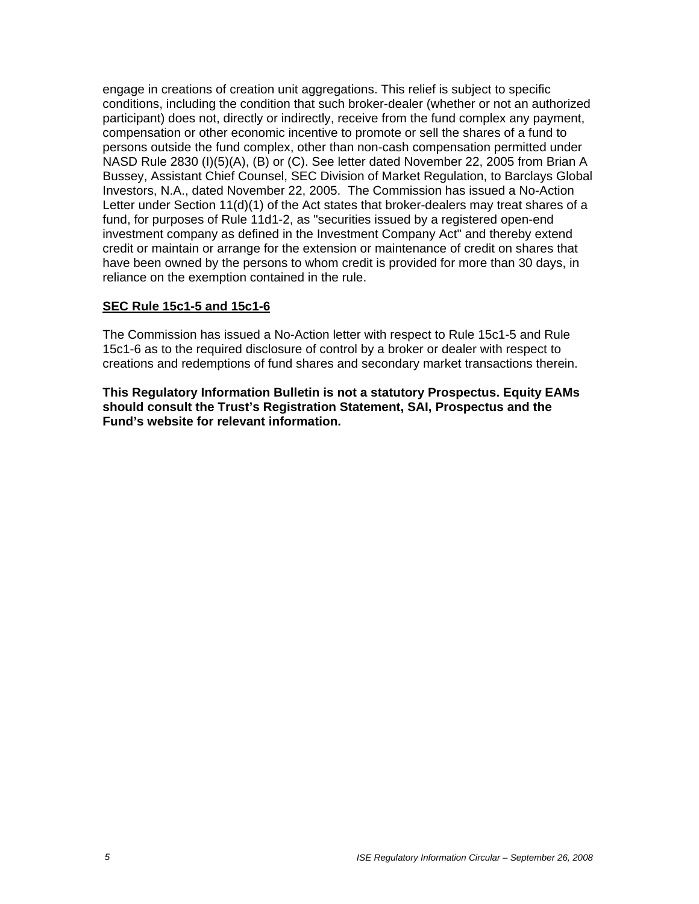engage in creations of creation unit aggregations. This relief is subject to specific conditions, including the condition that such broker-dealer (whether or not an authorized participant) does not, directly or indirectly, receive from the fund complex any payment, compensation or other economic incentive to promote or sell the shares of a fund to persons outside the fund complex, other than non-cash compensation permitted under NASD Rule 2830 (I)(5)(A), (B) or (C). See letter dated November 22, 2005 from Brian A Bussey, Assistant Chief Counsel, SEC Division of Market Regulation, to Barclays Global Investors, N.A., dated November 22, 2005. The Commission has issued a No-Action Letter under Section 11(d)(1) of the Act states that broker-dealers may treat shares of a fund, for purposes of Rule 11d1-2, as "securities issued by a registered open-end investment company as defined in the Investment Company Act" and thereby extend credit or maintain or arrange for the extension or maintenance of credit on shares that have been owned by the persons to whom credit is provided for more than 30 days, in reliance on the exemption contained in the rule.

## SEC Rule 15c1-5 and 15c1-6

The Commission has issued a No-Action letter with respect to Rule 15c1-5 and Rule 15c1-6 as to the required disclosure of control by a broker or dealer with respect to creations and redemptions of fund shares and secondary market transactions therein.

**This Regulatory Information Bulletin is not a statutory Prospectus. Equity EAMs should consult the Trust's Registration Statement, SAI, Prospectus and the Fund's website for relevant information.**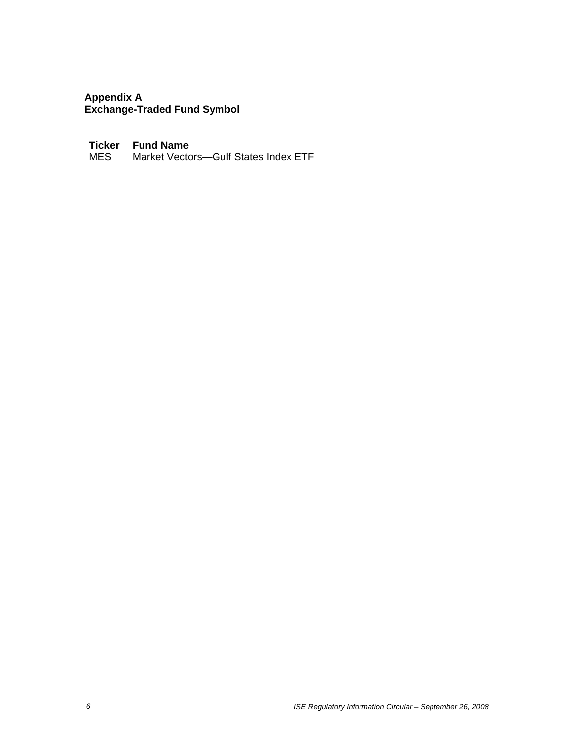**Appendix A**
**Exchange-Traded Fund Symbol**

| Ticker | Fund Name |
|---|---|
| MES | Market Vectors—Gulf States Index ETF |